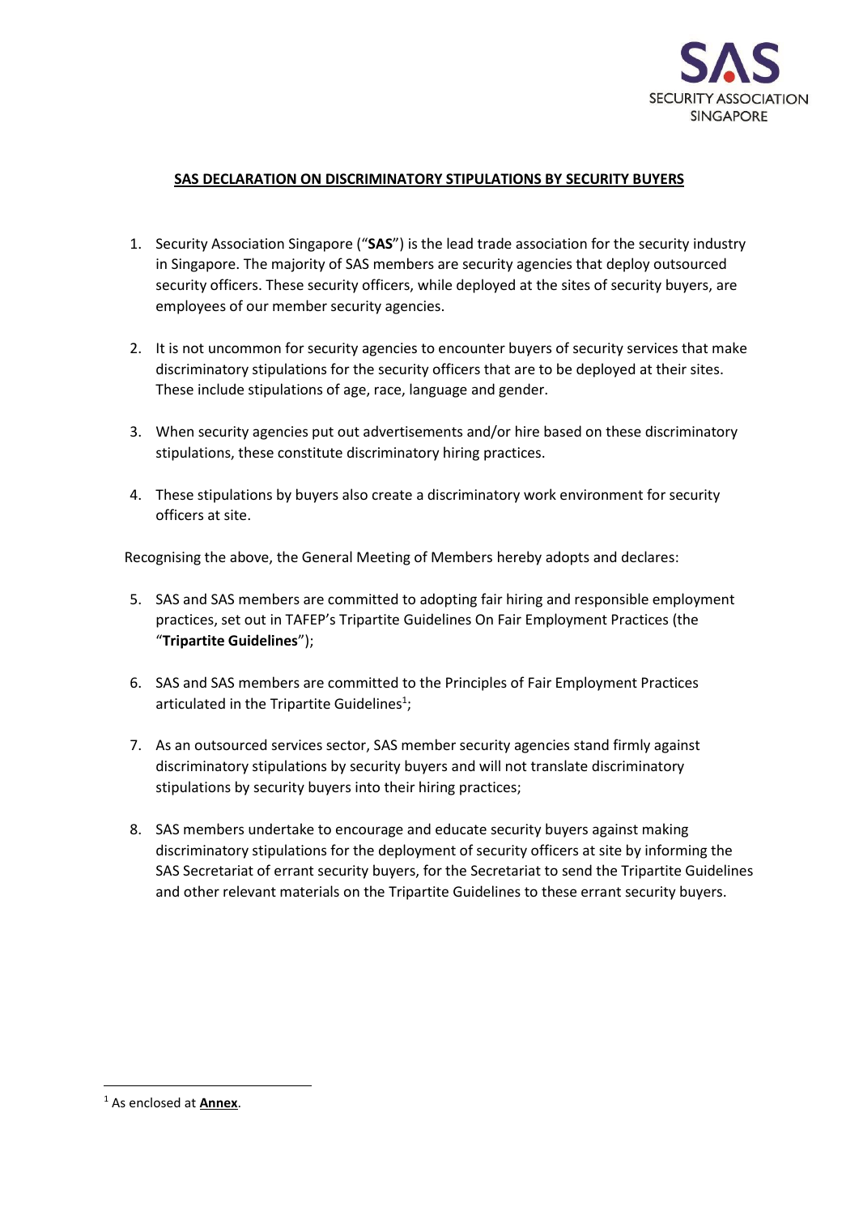SAS
SECURITY ASSOCIATION SINGAPORE

## SAS DECLARATION ON DISCRIMINATORY STIPULATIONS BY SECURITY BUYERS

1. Security Association Singapore ("**SAS**") is the lead trade association for the security industry in Singapore. The majority of SAS members are security agencies that deploy outsourced security officers. These security officers, while deployed at the sites of security buyers, are employees of our member security agencies.

2. It is not uncommon for security agencies to encounter buyers of security services that make discriminatory stipulations for the security officers that are to be deployed at their sites. These include stipulations of age, race, language and gender.

3. When security agencies put out advertisements and/or hire based on these discriminatory stipulations, these constitute discriminatory hiring practices.

4. These stipulations by buyers also create a discriminatory work environment for security officers at site.

Recognising the above, the General Meeting of Members hereby adopts and declares:

5. SAS and SAS members are committed to adopting fair hiring and responsible employment practices, set out in TAFEP's Tripartite Guidelines On Fair Employment Practices (the "**Tripartite Guidelines**");

6. SAS and SAS members are committed to the Principles of Fair Employment Practices articulated in the Tripartite Guidelines[1];

7. As an outsourced services sector, SAS member security agencies stand firmly against discriminatory stipulations by security buyers and will not translate discriminatory stipulations by security buyers into their hiring practices;

8. SAS members undertake to encourage and educate security buyers against making discriminatory stipulations for the deployment of security officers at site by informing the SAS Secretariat of errant security buyers, for the Secretariat to send the Tripartite Guidelines and other relevant materials on the Tripartite Guidelines to these errant security buyers.

---

[1] As enclosed at **Annex**.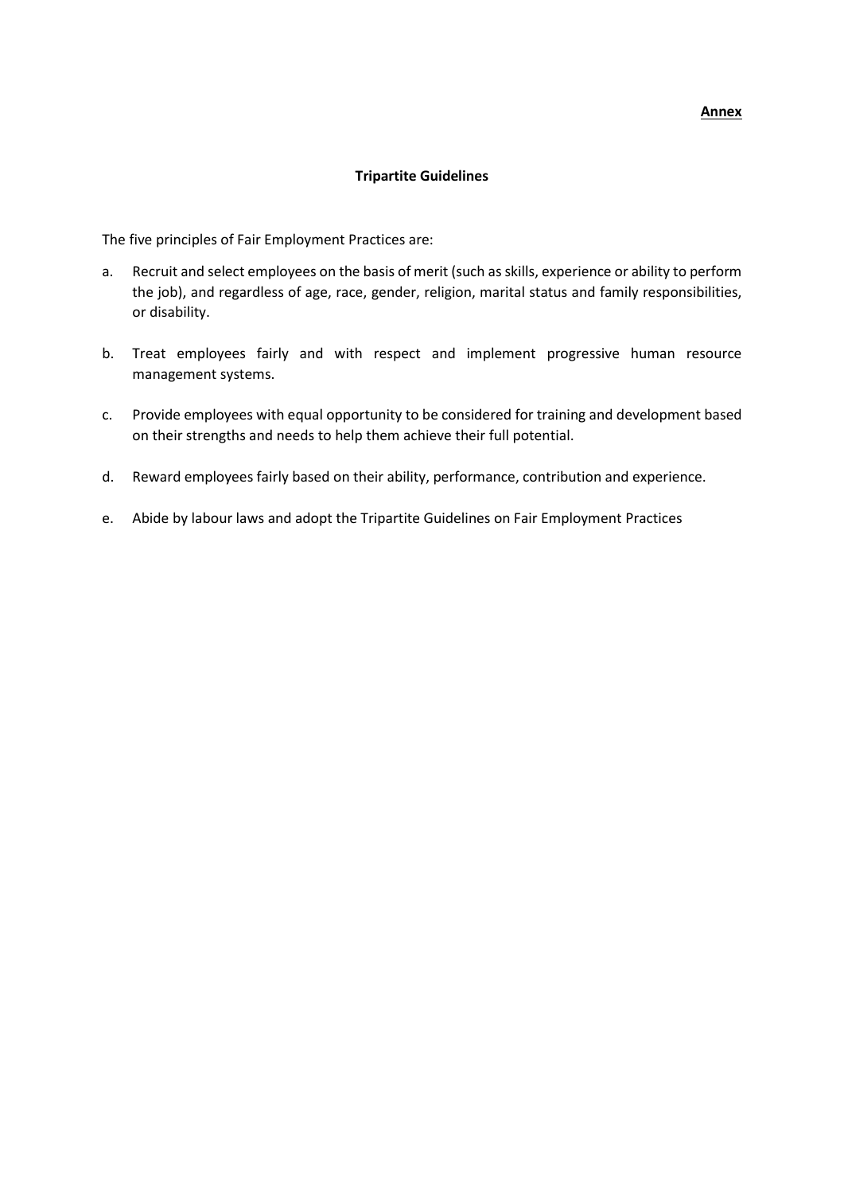**<u>Annex</u>**

**Tripartite Guidelines**

The five principles of Fair Employment Practices are:

a. Recruit and select employees on the basis of merit (such as skills, experience or ability to perform the job), and regardless of age, race, gender, religion, marital status and family responsibilities, or disability.

b. Treat employees fairly and with respect and implement progressive human resource management systems.

c. Provide employees with equal opportunity to be considered for training and development based on their strengths and needs to help them achieve their full potential.

d. Reward employees fairly based on their ability, performance, contribution and experience.

e. Abide by labour laws and adopt the Tripartite Guidelines on Fair Employment Practices